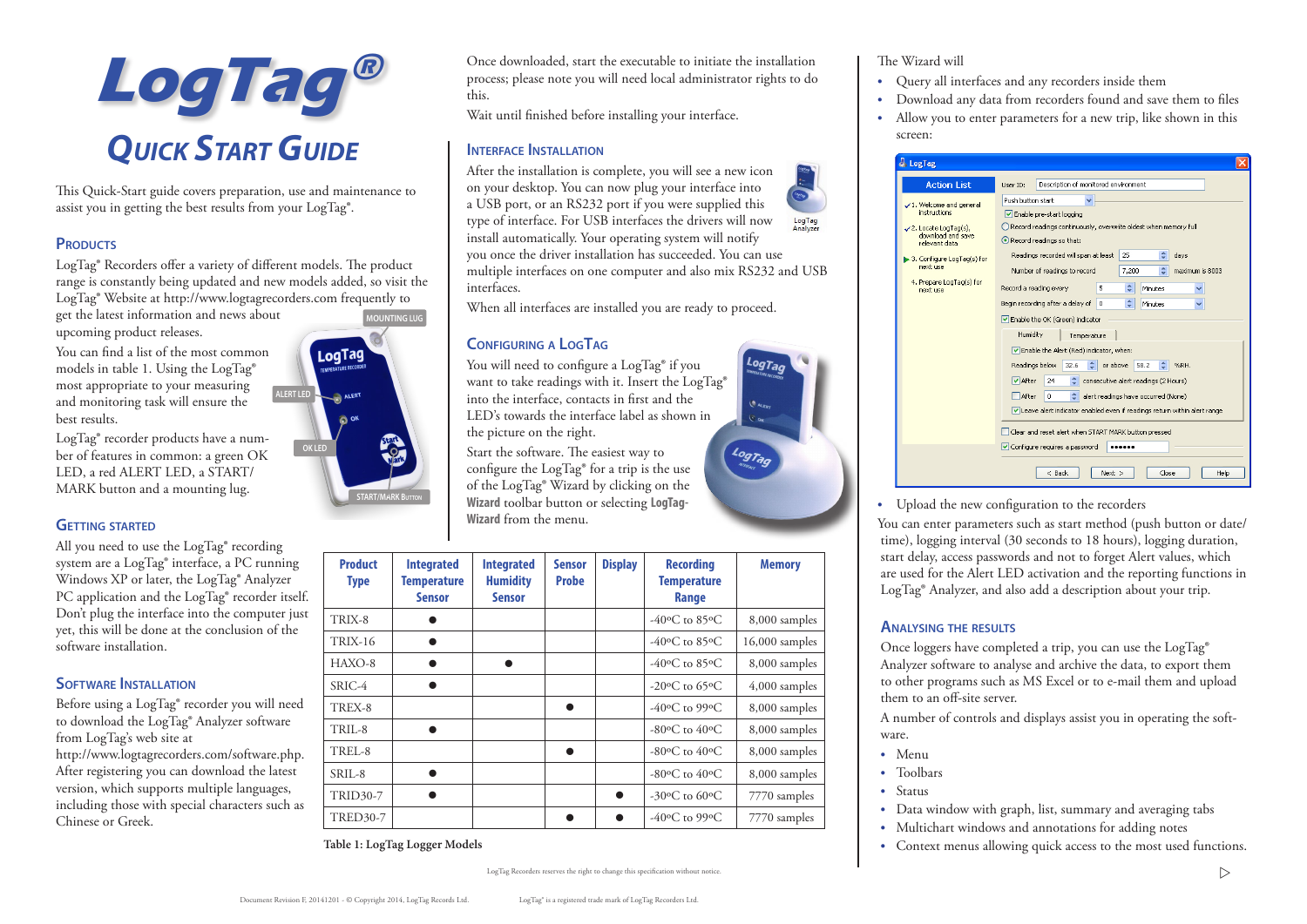# LogTag®

## Quick Start Guide

This Quick-Start guide covers preparation, use and maintenance to assist you in getting the best results from your LogTag®.

## Products

LogTag® Recorders offer a variety of different models. The product range is constantly being updated and new models added, so visit the LogTag® Website at http://www.logtagrecorders.com frequently to get the latest information and news about upcoming product releases.

You can find a list of the most common models in table 1. Using the LogTag® most appropriate to your measuring and monitoring task will ensure the best results.

LogTag® recorder products have a number of features in common: a green OK LED, a red ALERT LED, a START/MARK button and a mounting lug.

## Getting Started

All you need to use the LogTag® recording system are a LogTag® interface, a PC running Windows XP or later, the LogTag® Analyzer PC application and the LogTag® recorder itself. Don't plug the interface into the computer just yet, this will be done at the conclusion of the software installation.

## Software Installation

Before using a LogTag® recorder you will need to download the LogTag® Analyzer software from LogTag's web site at http://www.logtagrecorders.com/software.php. After registering you can download the latest version, which supports multiple languages, including those with special characters such as Chinese or Greek.

Once downloaded, start the executable to initiate the installation process; please note you will need local administrator rights to do this.

Wait until finished before installing your interface.

## Interface Installation

After the installation is complete, you will see a new icon on your desktop. You can now plug your interface into a USB port or an RS232 port if you were supplied this type of interface. For USB interfaces the drivers will now install automatically. Your operating system will notify you once the driver installation has succeeded. You can use multiple interfaces on one computer and also mix RS232 and USB interfaces.

When all interfaces are installed you are ready to proceed.

## Configuring a LogTag

You will need to configure a LogTag® if you want to take readings with it. Insert the LogTag® into the interface, contacts in first and the LED's towards the interface label as shown in the picture on the right.

Start the software. The easiest way to configure the LogTag® for a trip is the use of the LogTag® Wizard by clicking on the **Wizard** toolbar button or selecting **LogTag-Wizard** from the menu.

| Product Type | Integrated Temperature Sensor | Integrated Humidity Sensor | Sensor Probe | Display | Recording Temperature Range | Memory |
|---|---|---|---|---|---|---|
| TRIX-8 | ● | | | | -40ºC to 85ºC | 8,000 samples |
| TRIX-16 | ● | | | | -40ºC to 85ºC | 16,000 samples |
| HAXO-8 | ● | ● | | | -40ºC to 85ºC | 8,000 samples |
| SRIC-4 | ● | | | | -20ºC to 65ºC | 4,000 samples |
| TREX-8 | | | ● | | -40ºC to 99ºC | 8,000 samples |
| TRIL-8 | ● | | | | -80ºC to 40ºC | 8,000 samples |
| TREL-8 | | | ● | | -80ºC to 40ºC | 8,000 samples |
| SRIL-8 | ● | | | | -80ºC to 40ºC | 8,000 samples |
| TRID30-7 | ● | | | ● | -30ºC to 60ºC | 7770 samples |
| TRED30-7 | | | ● | ● | -40ºC to 99ºC | 7770 samples |

**Table 1: LogTag Logger Models**

LogTag Recorders reserves the right to change this specification without notice.

The Wizard will

- Query all interfaces and any recorders inside them
- Download any data from recorders found and save them to files
- Allow you to enter parameters for a new trip, like shown in this screen:

- Upload the new configuration to the recorders

You can enter parameters such as start method (push button or date/time), logging interval (30 seconds to 18 hours), logging duration, start delay, access passwords and not to forget Alert values, which are used for the Alert LED activation and the reporting functions in LogTag® Analyzer, and also add a description about your trip.

## Analysing the Results

Once loggers have completed a trip, you can use the LogTag® Analyzer software to analyse and archive the data, to export them to other programs such as MS Excel or to e-mail them and upload them to an off-site server.

A number of controls and displays assist you in operating the software.

- Menu
- Toolbars
- Status
- Data window with graph, list, summary and averaging tabs
- Multichart windows and annotations for adding notes
- Context menus allowing quick access to the most used functions.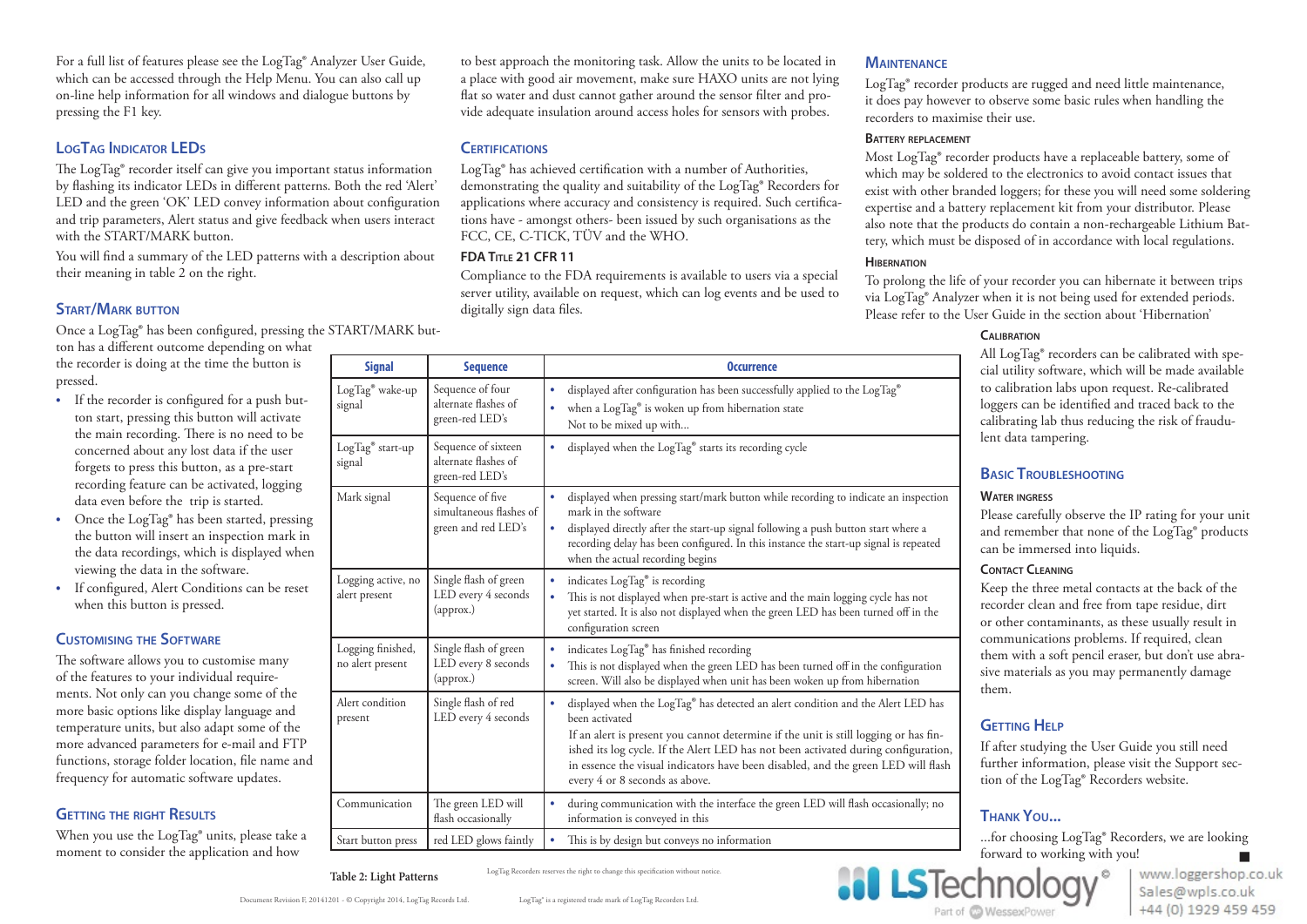For a full list of features please see the LogTag® Analyzer User Guide, which can be accessed through the Help Menu. You can also call up on-line help information for all windows and dialogue buttons by pressing the F1 key.

## LogTag Indicator LEDs

The LogTag® recorder itself can give you important status information by flashing its indicator LEDs in different patterns. Both the red 'Alert' LED and the green 'OK' LED convey information about configuration and trip parameters, Alert status and give feedback when users interact with the START/MARK button.

You will find a summary of the LED patterns with a description about their meaning in table 2 on the right.

## Start/Mark button

Once a LogTag® has been configured, pressing the START/MARK button has a different outcome depending on what the recorder is doing at the time the button is pressed.

- If the recorder is configured for a push button start, pressing this button will activate the main recording. There is no need to be concerned about any lost data if the user forgets to press this button, as a pre-start recording feature can be activated, logging data even before the trip is started.
- Once the LogTag® has been started, pressing the button will insert an inspection mark in the data recordings, which is displayed when viewing the data in the software.
- If configured, Alert Conditions can be reset when this button is pressed.

## Customising the Software

The software allows you to customise many of the features to your individual requirements. Not only can you change some of the more basic options like display language and temperature units, but also adapt some of the more advanced parameters for e-mail and FTP functions, storage folder location, file name and frequency for automatic software updates.

## Getting the right Results

When you use the LogTag® units, please take a moment to consider the application and how to best approach the monitoring task. Allow the units to be located in a place with good air movement, make sure HAXO units are not lying flat so water and dust cannot gather around the sensor filter and provide adequate insulation around access holes for sensors with probes.

## Certifications

LogTag® has achieved certification with a number of Authorities, demonstrating the quality and suitability of the LogTag® Recorders for applications where accuracy and consistency is required. Such certifications have - amongst others- been issued by such organisations as the FCC, CE, C-TICK, TÜV and the WHO.

### FDA Title 21 CFR 11

Compliance to the FDA requirements is available to users via a special server utility, available on request, which can log events and be used to digitally sign data files.

| Signal | Sequence | Occurrence |
|---|---|---|
| LogTag® wake-up signal | Sequence of four alternate flashes of green-red LED's | • displayed after configuration has been successfully applied to the LogTag® • when a LogTag® is woken up from hibernation state Not to be mixed up with... |
| LogTag® start-up signal | Sequence of sixteen alternate flashes of green-red LED's | • displayed when the LogTag® starts its recording cycle |
| Mark signal | Sequence of five simultaneous flashes of green and red LED's | • displayed when pressing start/mark button while recording to indicate an inspection mark in the software • displayed directly after the start-up signal following a push button start where a recording delay has been configured. In this instance the start-up signal is repeated when the actual recording begins |
| Logging active, no alert present | Single flash of green LED every 4 seconds (approx.) | • indicates LogTag® is recording • This is not displayed when pre-start is active and the main logging cycle has not yet started. It is also not displayed when the green LED has been turned off in the configuration screen |
| Logging finished, no alert present | Single flash of green LED every 8 seconds (approx.) | • indicates LogTag® has finished recording • This is not displayed when the green LED has been turned off in the configuration screen. Will also be displayed when unit has been woken up from hibernation |
| Alert condition present | Single flash of red LED every 4 seconds | • displayed when the LogTag® has detected an alert condition and the Alert LED has been activated If an alert is present you cannot determine if the unit is still logging or has finished its log cycle. If the Alert LED has not been activated during configuration, in essence the visual indicators have been disabled, and the green LED will flash every 4 or 8 seconds as above. |
| Communication | The green LED will flash occasionally | • during communication with the interface the green LED will flash occasionally; no information is conveyed in this |
| Start button press | red LED glows faintly | • This is by design but conveys no information |

Table 2: Light Patterns

LogTag Recorders reserves the right to change this specification without notice.

## Maintenance

LogTag® recorder products are rugged and need little maintenance, it does pay however to observe some basic rules when handling the recorders to maximise their use.

### Battery replacement

Most LogTag® recorder products have a replaceable battery, some of which may be soldered to the electronics to avoid contact issues that exist with other branded loggers; for these you will need some soldering expertise and a battery replacement kit from your distributor. Please also note that the products do contain a non-rechargeable Lithium Battery, which must be disposed of in accordance with local regulations.

### Hibernation

To prolong the life of your recorder you can hibernate it between trips via LogTag® Analyzer when it is not being used for extended periods. Please refer to the User Guide in the section about 'Hibernation'

### Calibration

All LogTag® recorders can be calibrated with special utility software, which will be made available to calibration labs upon request. Re-calibrated loggers can be identified and traced back to the calibrating lab thus reducing the risk of fraudulent data tampering.

## Basic Troubleshooting

### Water ingress

Please carefully observe the IP rating for your unit and remember that none of the LogTag® products can be immersed into liquids.

### Contact Cleaning

Keep the three metal contacts at the back of the recorder clean and free from tape residue, dirt or other contaminants, as these usually result in communications problems. If required, clean them with a soft pencil eraser, but don't use abrasive materials as you may permanently damage them.

## Getting Help

If after studying the User Guide you still need further information, please visit the Support section of the LogTag® Recorders website.

## Thank You...

...for choosing LogTag® Recorders, we are looking forward to working with you! ■

Document Revision F, 20141201 - © Copyright 2014, LogTag Records Ltd.

LogTag® is a registered trade mark of LogTag Recorders Ltd.

LSTechnology® Part of WessexPower

www.loggershop.co.uk
Sales@wpls.co.uk
+44 (0) 1929 459 459